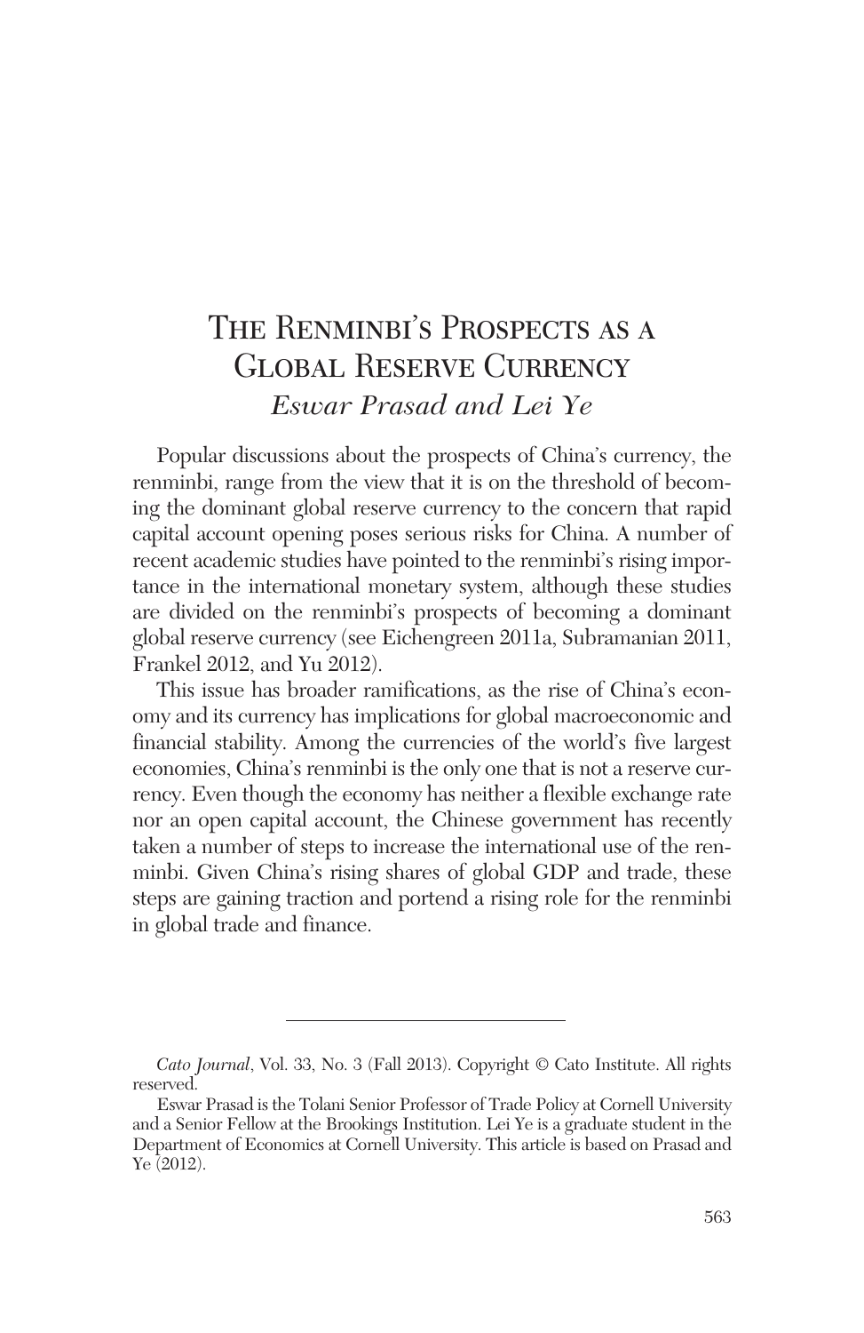# The Renminbi's Prospects as a Global Reserve Currency

*Eswar Prasad and Lei Ye*

Popular discussions about the prospects of China's currency, the renminbi, range from the view that it is on the threshold of becoming the dominant global reserve currency to the concern that rapid capital account opening poses serious risks for China. A number of recent academic studies have pointed to the renminbi's rising importance in the international monetary system, although these studies are divided on the renminbi's prospects of becoming a dominant global reserve currency (see Eichengreen 2011a, Subramanian 2011, Frankel 2012, and Yu 2012).

This issue has broader ramifications, as the rise of China's economy and its currency has implications for global macroeconomic and financial stability. Among the currencies of the world's five largest economies, China's renminbi is the only one that is not a reserve currency. Even though the economy has neither a flexible exchange rate nor an open capital account, the Chinese government has recently taken a number of steps to increase the international use of the renminbi. Given China's rising shares of global GDP and trade, these steps are gaining traction and portend a rising role for the renminbi in global trade and finance.

---

*Cato Journal*, Vol. 33, No. 3 (Fall 2013). Copyright © Cato Institute. All rights reserved.

Eswar Prasad is the Tolani Senior Professor of Trade Policy at Cornell University and a Senior Fellow at the Brookings Institution. Lei Ye is a graduate student in the Department of Economics at Cornell University. This article is based on Prasad and Ye (2012).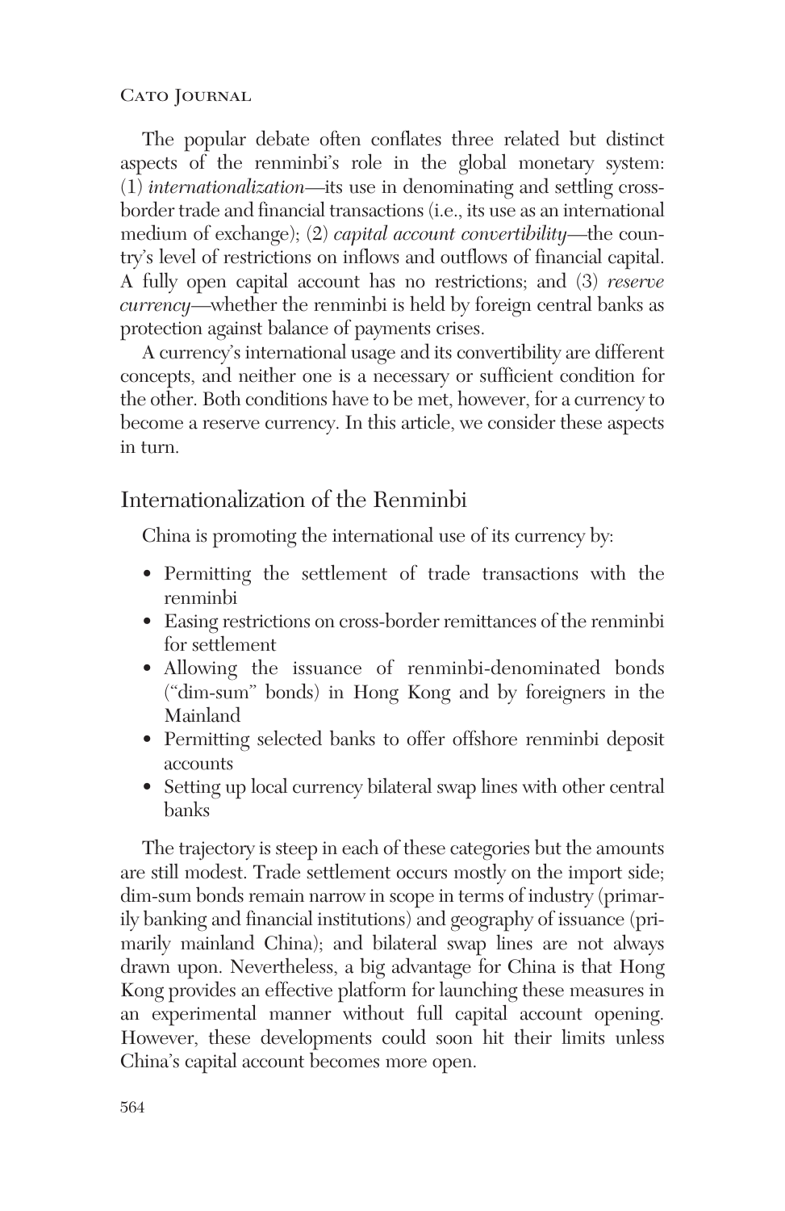The popular debate often conflates three related but distinct aspects of the renminbi's role in the global monetary system: (1) *internationalization*—its use in denominating and settling cross-border trade and financial transactions (i.e., its use as an international medium of exchange); (2) *capital account convertibility*—the country's level of restrictions on inflows and outflows of financial capital. A fully open capital account has no restrictions; and (3) *reserve currency*—whether the renminbi is held by foreign central banks as protection against balance of payments crises.

A currency's international usage and its convertibility are different concepts, and neither one is a necessary or sufficient condition for the other. Both conditions have to be met, however, for a currency to become a reserve currency. In this article, we consider these aspects in turn.

## Internationalization of the Renminbi

China is promoting the international use of its currency by:

- Permitting the settlement of trade transactions with the renminbi
- Easing restrictions on cross-border remittances of the renminbi for settlement
- Allowing the issuance of renminbi-denominated bonds ("dim-sum" bonds) in Hong Kong and by foreigners in the Mainland
- Permitting selected banks to offer offshore renminbi deposit accounts
- Setting up local currency bilateral swap lines with other central banks

The trajectory is steep in each of these categories but the amounts are still modest. Trade settlement occurs mostly on the import side; dim-sum bonds remain narrow in scope in terms of industry (primarily banking and financial institutions) and geography of issuance (primarily mainland China); and bilateral swap lines are not always drawn upon. Nevertheless, a big advantage for China is that Hong Kong provides an effective platform for launching these measures in an experimental manner without full capital account opening. However, these developments could soon hit their limits unless China's capital account becomes more open.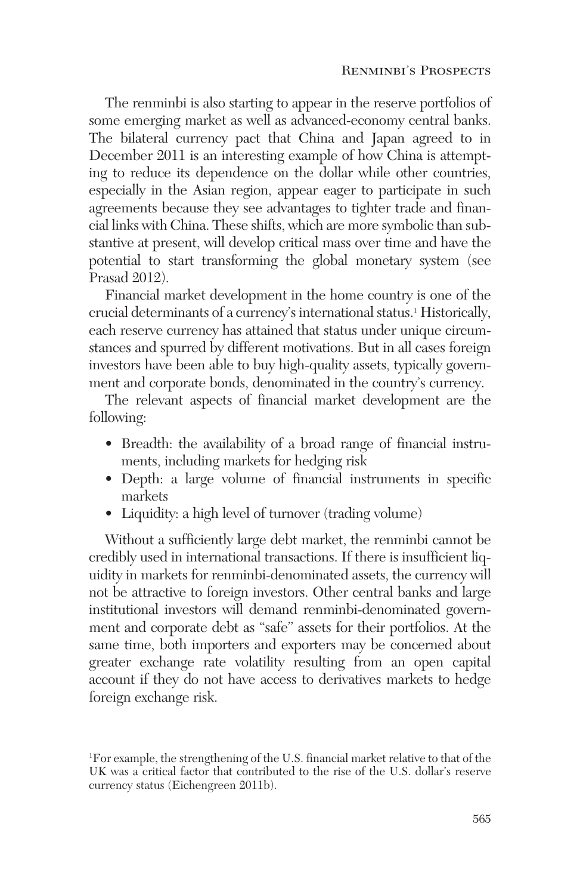The renminbi is also starting to appear in the reserve portfolios of some emerging market as well as advanced-economy central banks. The bilateral currency pact that China and Japan agreed to in December 2011 is an interesting example of how China is attempting to reduce its dependence on the dollar while other countries, especially in the Asian region, appear eager to participate in such agreements because they see advantages to tighter trade and financial links with China. These shifts, which are more symbolic than substantive at present, will develop critical mass over time and have the potential to start transforming the global monetary system (see Prasad 2012).

Financial market development in the home country is one of the crucial determinants of a currency's international status.[1] Historically, each reserve currency has attained that status under unique circumstances and spurred by different motivations. But in all cases foreign investors have been able to buy high-quality assets, typically government and corporate bonds, denominated in the country's currency.

The relevant aspects of financial market development are the following:

- Breadth: the availability of a broad range of financial instruments, including markets for hedging risk
- Depth: a large volume of financial instruments in specific markets
- Liquidity: a high level of turnover (trading volume)

Without a sufficiently large debt market, the renminbi cannot be credibly used in international transactions. If there is insufficient liquidity in markets for renminbi-denominated assets, the currency will not be attractive to foreign investors. Other central banks and large institutional investors will demand renminbi-denominated government and corporate debt as "safe" assets for their portfolios. At the same time, both importers and exporters may be concerned about greater exchange rate volatility resulting from an open capital account if they do not have access to derivatives markets to hedge foreign exchange risk.

[1]For example, the strengthening of the U.S. financial market relative to that of the UK was a critical factor that contributed to the rise of the U.S. dollar's reserve currency status (Eichengreen 2011b).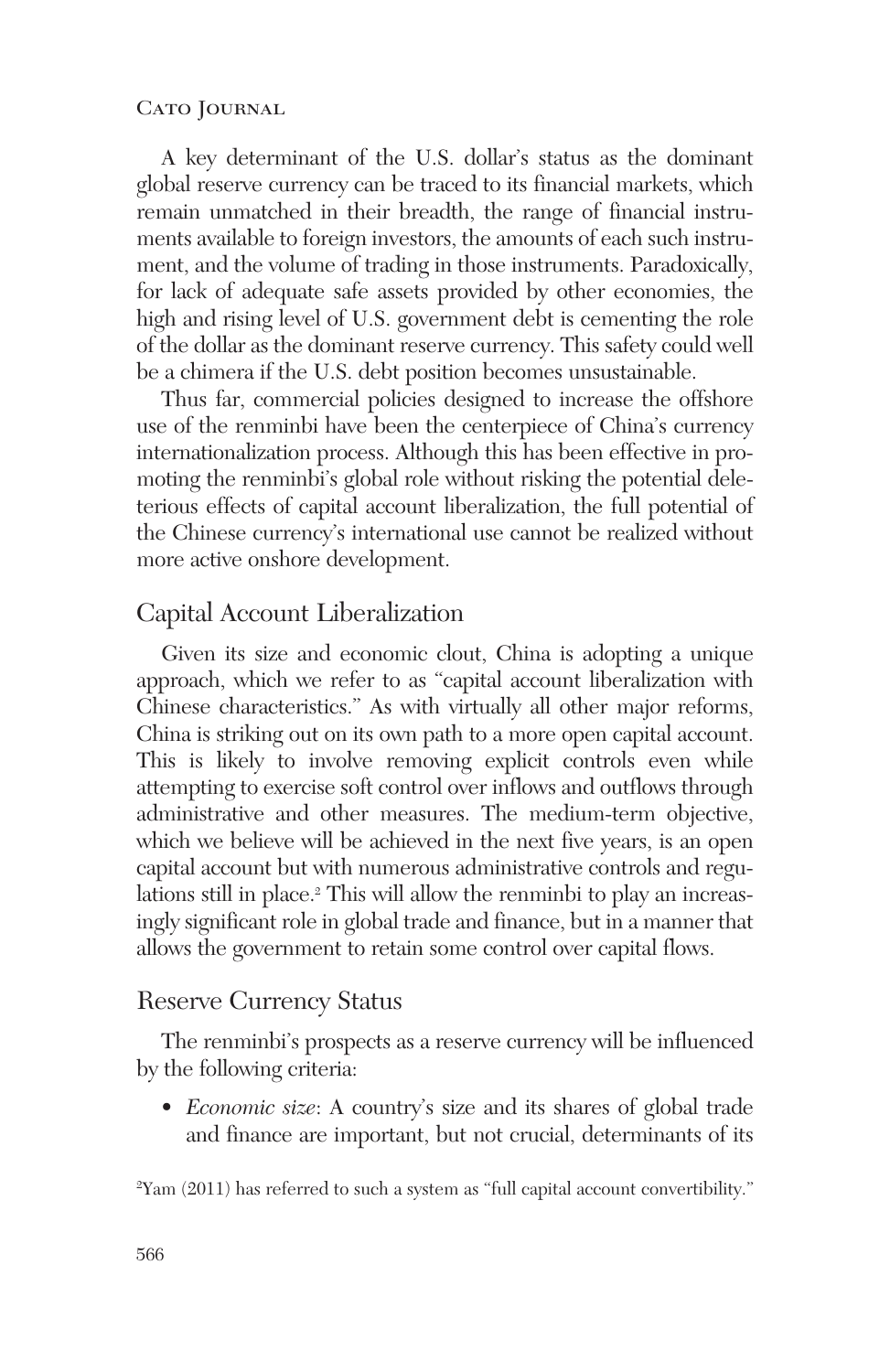A key determinant of the U.S. dollar's status as the dominant global reserve currency can be traced to its financial markets, which remain unmatched in their breadth, the range of financial instruments available to foreign investors, the amounts of each such instrument, and the volume of trading in those instruments. Paradoxically, for lack of adequate safe assets provided by other economies, the high and rising level of U.S. government debt is cementing the role of the dollar as the dominant reserve currency. This safety could well be a chimera if the U.S. debt position becomes unsustainable.

Thus far, commercial policies designed to increase the offshore use of the renminbi have been the centerpiece of China's currency internationalization process. Although this has been effective in promoting the renminbi's global role without risking the potential deleterious effects of capital account liberalization, the full potential of the Chinese currency's international use cannot be realized without more active onshore development.

## Capital Account Liberalization

Given its size and economic clout, China is adopting a unique approach, which we refer to as "capital account liberalization with Chinese characteristics." As with virtually all other major reforms, China is striking out on its own path to a more open capital account. This is likely to involve removing explicit controls even while attempting to exercise soft control over inflows and outflows through administrative and other measures. The medium-term objective, which we believe will be achieved in the next five years, is an open capital account but with numerous administrative controls and regulations still in place.[2] This will allow the renminbi to play an increasingly significant role in global trade and finance, but in a manner that allows the government to retain some control over capital flows.

## Reserve Currency Status

The renminbi's prospects as a reserve currency will be influenced by the following criteria:

- *Economic size*: A country's size and its shares of global trade and finance are important, but not crucial, determinants of its

[2] Yam (2011) has referred to such a system as "full capital account convertibility."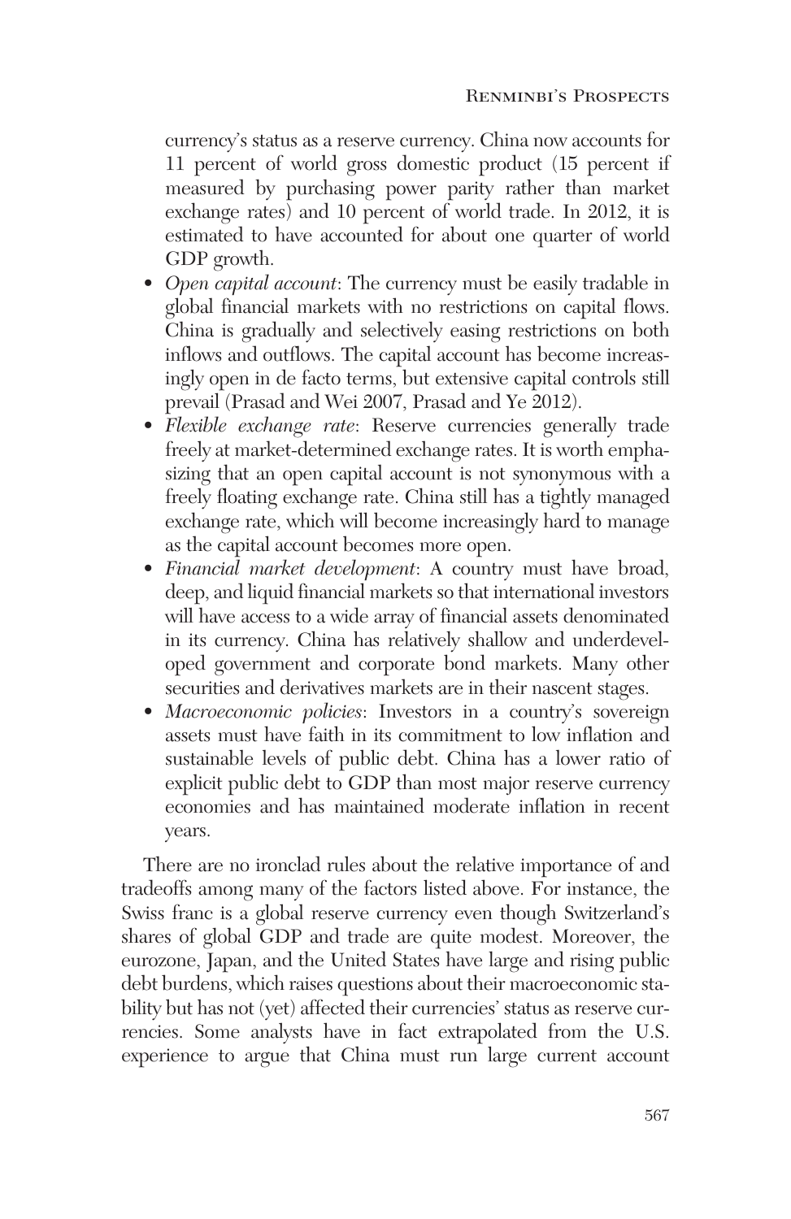currency's status as a reserve currency. China now accounts for 11 percent of world gross domestic product (15 percent if measured by purchasing power parity rather than market exchange rates) and 10 percent of world trade. In 2012, it is estimated to have accounted for about one quarter of world GDP growth.

- *Open capital account*: The currency must be easily tradable in global financial markets with no restrictions on capital flows. China is gradually and selectively easing restrictions on both inflows and outflows. The capital account has become increasingly open in de facto terms, but extensive capital controls still prevail (Prasad and Wei 2007, Prasad and Ye 2012).
- *Flexible exchange rate*: Reserve currencies generally trade freely at market-determined exchange rates. It is worth emphasizing that an open capital account is not synonymous with a freely floating exchange rate. China still has a tightly managed exchange rate, which will become increasingly hard to manage as the capital account becomes more open.
- *Financial market development*: A country must have broad, deep, and liquid financial markets so that international investors will have access to a wide array of financial assets denominated in its currency. China has relatively shallow and underdeveloped government and corporate bond markets. Many other securities and derivatives markets are in their nascent stages.
- *Macroeconomic policies*: Investors in a country's sovereign assets must have faith in its commitment to low inflation and sustainable levels of public debt. China has a lower ratio of explicit public debt to GDP than most major reserve currency economies and has maintained moderate inflation in recent years.

There are no ironclad rules about the relative importance of and tradeoffs among many of the factors listed above. For instance, the Swiss franc is a global reserve currency even though Switzerland's shares of global GDP and trade are quite modest. Moreover, the eurozone, Japan, and the United States have large and rising public debt burdens, which raises questions about their macroeconomic stability but has not (yet) affected their currencies' status as reserve currencies. Some analysts have in fact extrapolated from the U.S. experience to argue that China must run large current account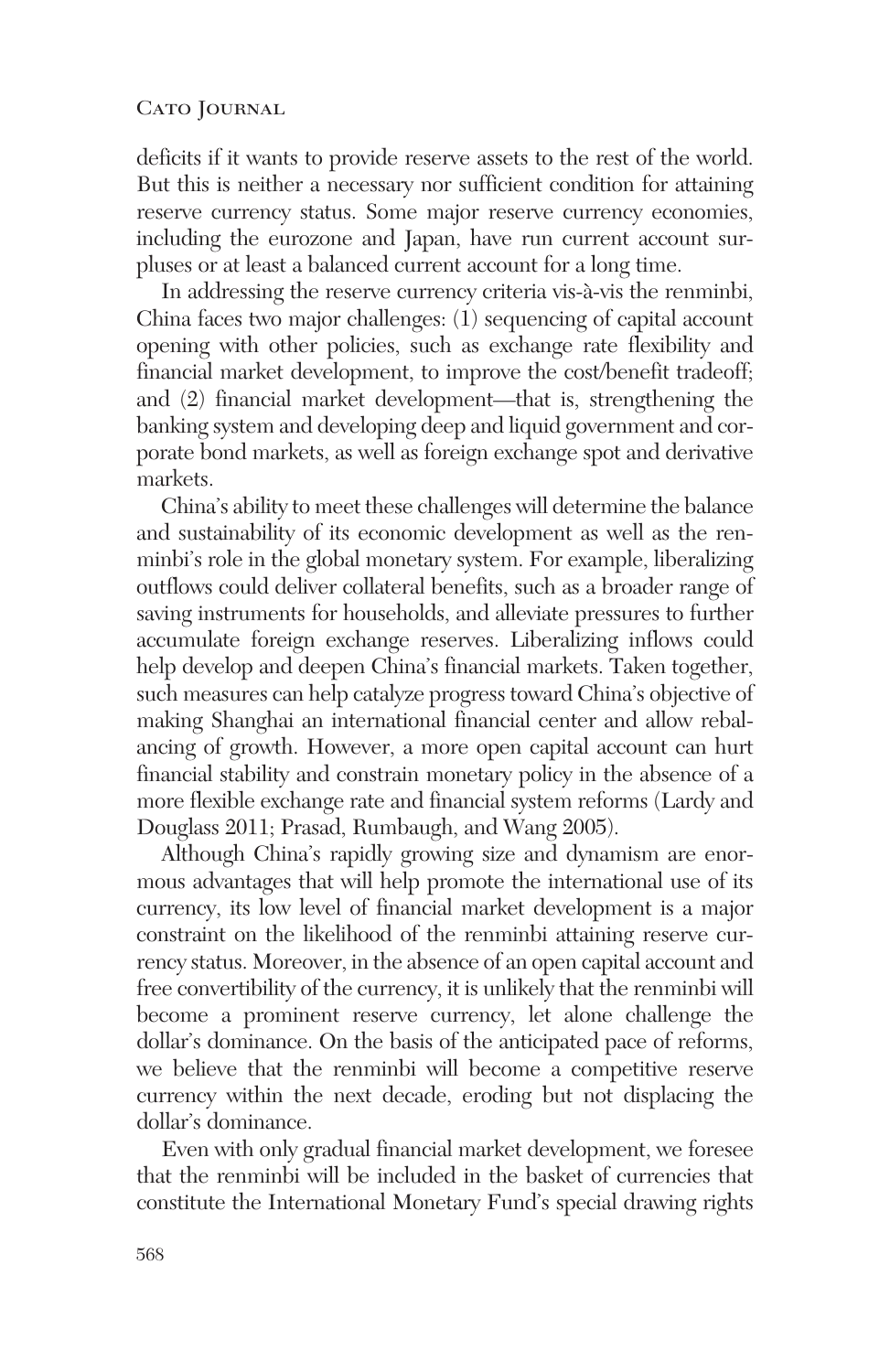deficits if it wants to provide reserve assets to the rest of the world. But this is neither a necessary nor sufficient condition for attaining reserve currency status. Some major reserve currency economies, including the eurozone and Japan, have run current account surpluses or at least a balanced current account for a long time.

In addressing the reserve currency criteria vis-à-vis the renminbi, China faces two major challenges: (1) sequencing of capital account opening with other policies, such as exchange rate flexibility and financial market development, to improve the cost/benefit tradeoff; and (2) financial market development—that is, strengthening the banking system and developing deep and liquid government and corporate bond markets, as well as foreign exchange spot and derivative markets.

China's ability to meet these challenges will determine the balance and sustainability of its economic development as well as the renminbi's role in the global monetary system. For example, liberalizing outflows could deliver collateral benefits, such as a broader range of saving instruments for households, and alleviate pressures to further accumulate foreign exchange reserves. Liberalizing inflows could help develop and deepen China's financial markets. Taken together, such measures can help catalyze progress toward China's objective of making Shanghai an international financial center and allow rebalancing of growth. However, a more open capital account can hurt financial stability and constrain monetary policy in the absence of a more flexible exchange rate and financial system reforms (Lardy and Douglass 2011; Prasad, Rumbaugh, and Wang 2005).

Although China's rapidly growing size and dynamism are enormous advantages that will help promote the international use of its currency, its low level of financial market development is a major constraint on the likelihood of the renminbi attaining reserve currency status. Moreover, in the absence of an open capital account and free convertibility of the currency, it is unlikely that the renminbi will become a prominent reserve currency, let alone challenge the dollar's dominance. On the basis of the anticipated pace of reforms, we believe that the renminbi will become a competitive reserve currency within the next decade, eroding but not displacing the dollar's dominance.

Even with only gradual financial market development, we foresee that the renminbi will be included in the basket of currencies that constitute the International Monetary Fund's special drawing rights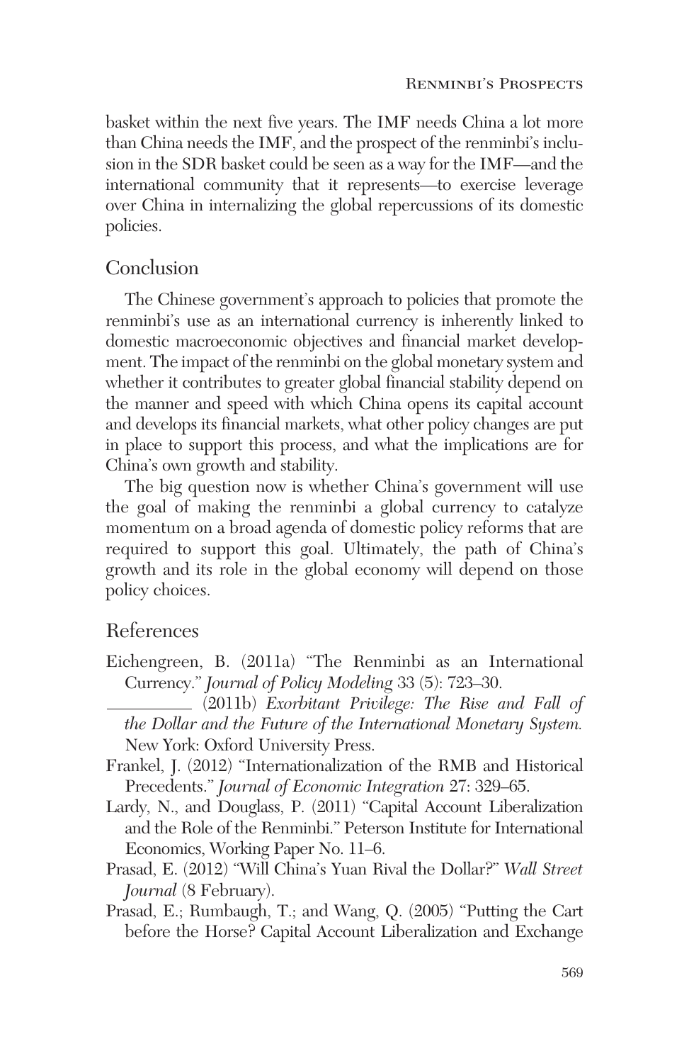basket within the next five years. The IMF needs China a lot more than China needs the IMF, and the prospect of the renminbi's inclusion in the SDR basket could be seen as a way for the IMF—and the international community that it represents—to exercise leverage over China in internalizing the global repercussions of its domestic policies.

## Conclusion

The Chinese government's approach to policies that promote the renminbi's use as an international currency is inherently linked to domestic macroeconomic objectives and financial market development. The impact of the renminbi on the global monetary system and whether it contributes to greater global financial stability depend on the manner and speed with which China opens its capital account and develops its financial markets, what other policy changes are put in place to support this process, and what the implications are for China's own growth and stability.

The big question now is whether China's government will use the goal of making the renminbi a global currency to catalyze momentum on a broad agenda of domestic policy reforms that are required to support this goal. Ultimately, the path of China's growth and its role in the global economy will depend on those policy choices.

## References

Eichengreen, B. (2011a) "The Renminbi as an International Currency." *Journal of Policy Modeling* 33 (5): 723–30.

\_\_\_\_\_\_\_\_\_\_ (2011b) *Exorbitant Privilege: The Rise and Fall of the Dollar and the Future of the International Monetary System.* New York: Oxford University Press.

Frankel, J. (2012) "Internationalization of the RMB and Historical Precedents." *Journal of Economic Integration* 27: 329–65.

Lardy, N., and Douglass, P. (2011) "Capital Account Liberalization and the Role of the Renminbi." Peterson Institute for International Economics, Working Paper No. 11–6.

Prasad, E. (2012) "Will China's Yuan Rival the Dollar?" *Wall Street Journal* (8 February).

Prasad, E.; Rumbaugh, T.; and Wang, Q. (2005) "Putting the Cart before the Horse? Capital Account Liberalization and Exchange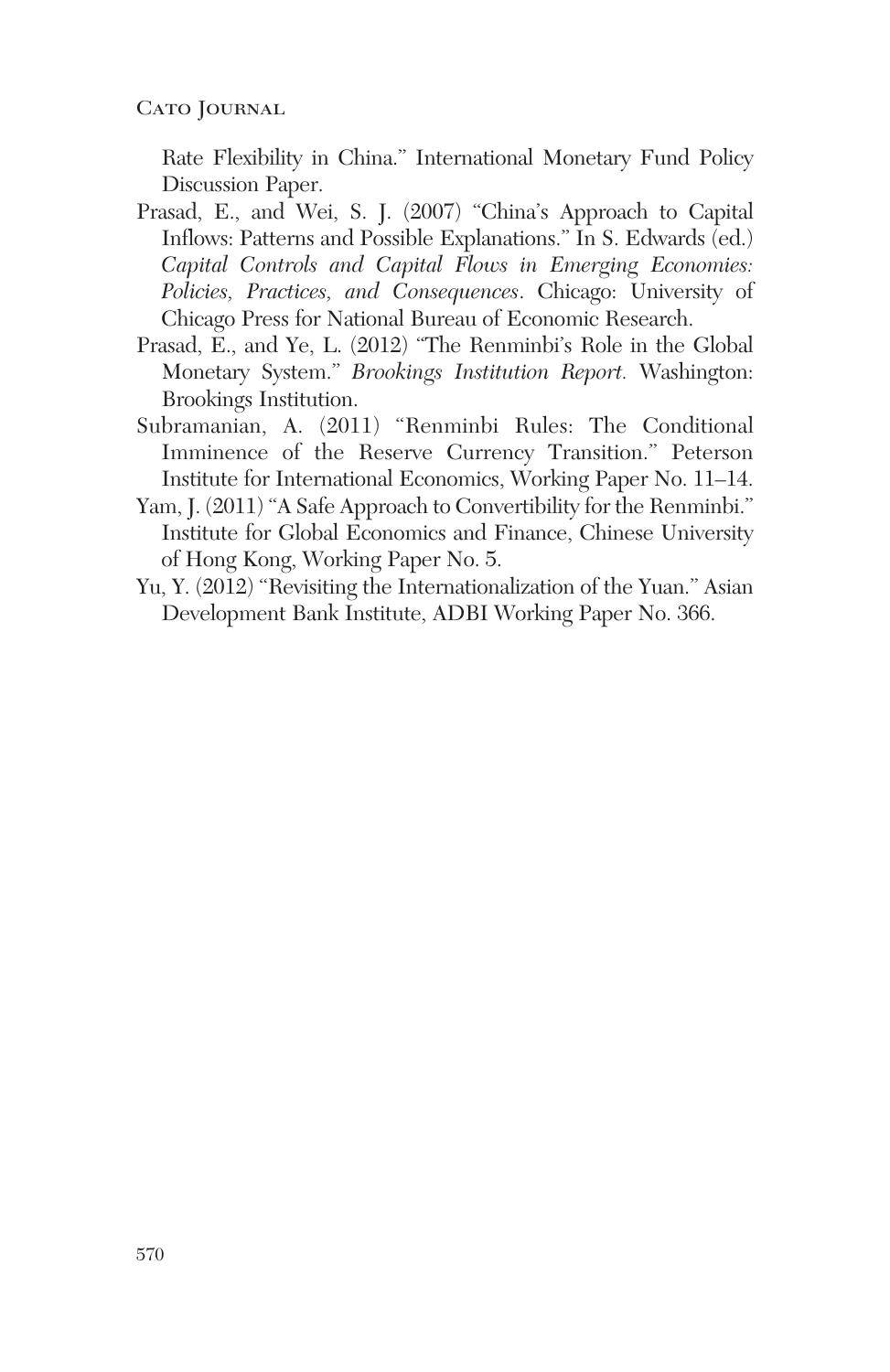Rate Flexibility in China." International Monetary Fund Policy Discussion Paper.

Prasad, E., and Wei, S. J. (2007) "China's Approach to Capital Inflows: Patterns and Possible Explanations." In S. Edwards (ed.) *Capital Controls and Capital Flows in Emerging Economies: Policies, Practices, and Consequences*. Chicago: University of Chicago Press for National Bureau of Economic Research.

Prasad, E., and Ye, L. (2012) "The Renminbi's Role in the Global Monetary System." *Brookings Institution Report.* Washington: Brookings Institution.

Subramanian, A. (2011) "Renminbi Rules: The Conditional Imminence of the Reserve Currency Transition." Peterson Institute for International Economics, Working Paper No. 11–14.

Yam, J. (2011) "A Safe Approach to Convertibility for the Renminbi." Institute for Global Economics and Finance, Chinese University of Hong Kong, Working Paper No. 5.

Yu, Y. (2012) "Revisiting the Internationalization of the Yuan." Asian Development Bank Institute, ADBI Working Paper No. 366.